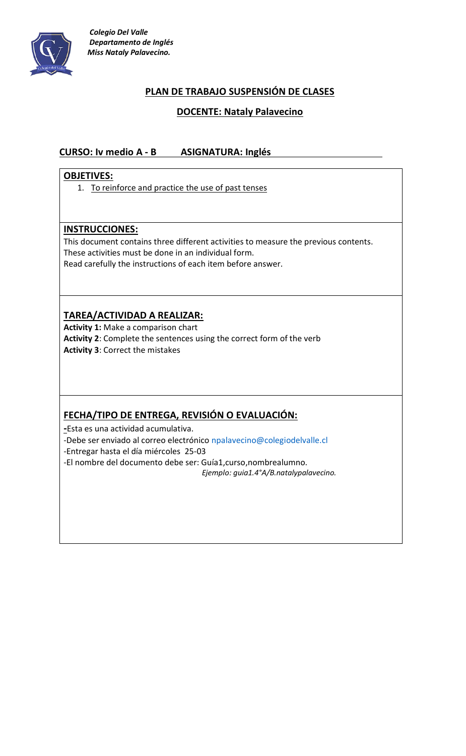*Colegio Del Valle*
*Departamento de Inglés*
*Miss Nataly Palavecino.*

## PLAN DE TRABAJO SUSPENSIÓN DE CLASES

### DOCENTE: Nataly Palavecino

**CURSO: Iv medio A - B      ASIGNATURA: Inglés**

**OBJETIVES:**

1. To reinforce and practice the use of past tenses

**INSTRUCCIONES:**

This document contains three different activities to measure the previous contents.
These activities must be done in an individual form.
Read carefully the instructions of each item before answer.

**TAREA/ACTIVIDAD A REALIZAR:**

**Activity 1:** Make a comparison chart
**Activity 2**: Complete the sentences using the correct form of the verb
**Activity 3**: Correct the mistakes

**FECHA/TIPO DE ENTREGA, REVISIÓN O EVALUACIÓN:**

-Esta es una actividad acumulativa.
-Debe ser enviado al correo electrónico npalavecino@colegiodelvalle.cl
-Entregar hasta el día miércoles 25-03
-El nombre del documento debe ser: Guía1,curso,nombrealumno.
*Ejemplo: guia1.4°A/B.natalypalavecino.*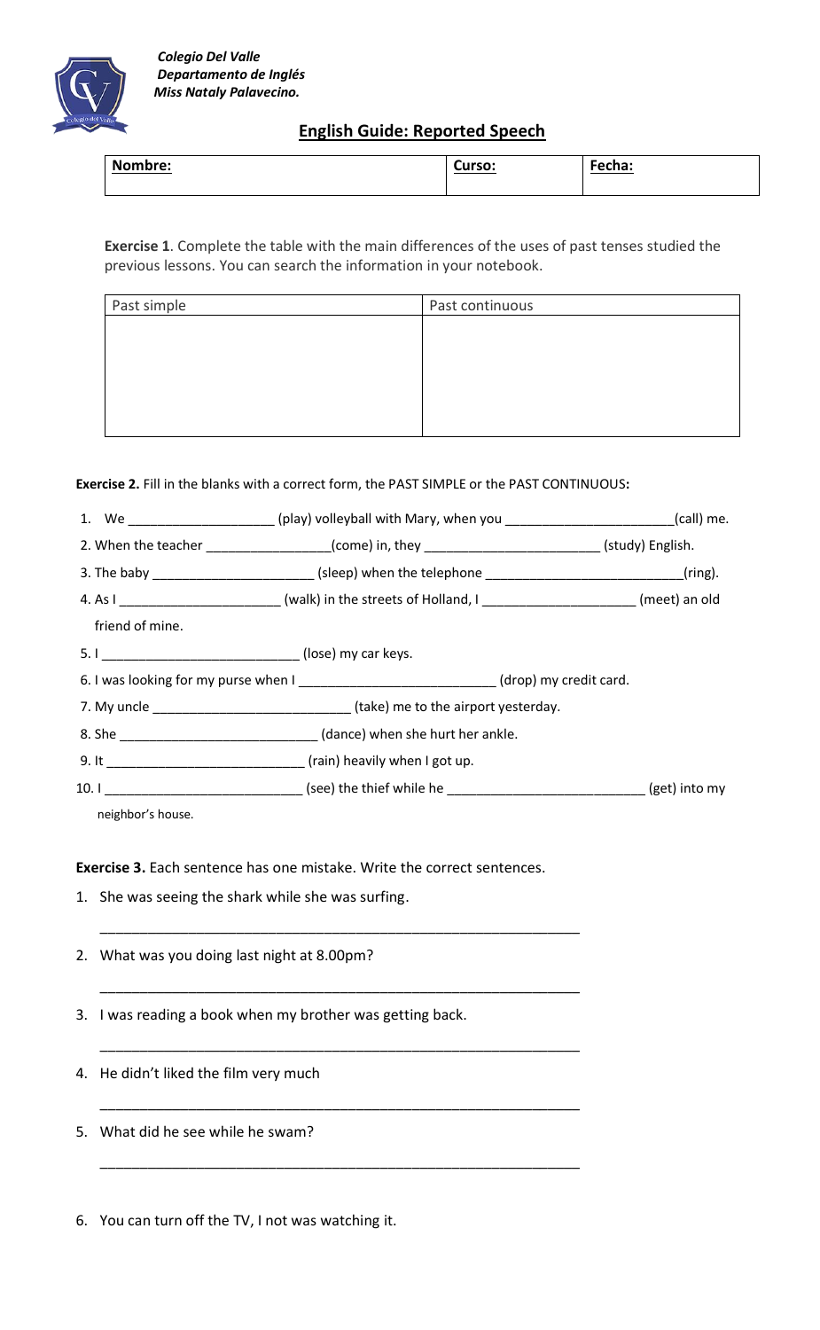*Colegio Del Valle*
*Departamento de Inglés*
*Miss Nataly Palavecino.*

## English Guide: Reported Speech

| **Nombre:** | **Curso:** | **Fecha:** |
|---|---|---|
| | | |

**Exercise 1**. Complete the table with the main differences of the uses of past tenses studied the previous lessons. You can search the information in your notebook.

| Past simple | Past continuous |
|---|---|
| | |

**Exercise 2.** Fill in the blanks with a correct form, the PAST SIMPLE or the PAST CONTINUOUS**:**

1. We ___________________ (play) volleyball with Mary, when you ______________________(call) me.
2. When the teacher ________________(come) in, they _______________________ (study) English.
3. The baby _____________________ (sleep) when the telephone __________________________(ring).
4. As I _____________________ (walk) in the streets of Holland, I ____________________ (meet) an old friend of mine.
5. I __________________________ (lose) my car keys.
6. I was looking for my purse when I __________________________ (drop) my credit card.
7. My uncle __________________________ (take) me to the airport yesterday.
8. She __________________________ (dance) when she hurt her ankle.
9. It __________________________ (rain) heavily when I got up.
10. I __________________________ (see) the thief while he __________________________ (get) into my neighbor's house.

**Exercise 3.** Each sentence has one mistake. Write the correct sentences.

1. She was seeing the shark while she was surfing.

   _______________________________________________________________

2. What was you doing last night at 8.00pm?

   _______________________________________________________________

3. I was reading a book when my brother was getting back.

   _______________________________________________________________

4. He didn't liked the film very much

   _______________________________________________________________

5. What did he see while he swam?

   _______________________________________________________________

6. You can turn off the TV, I not was watching it.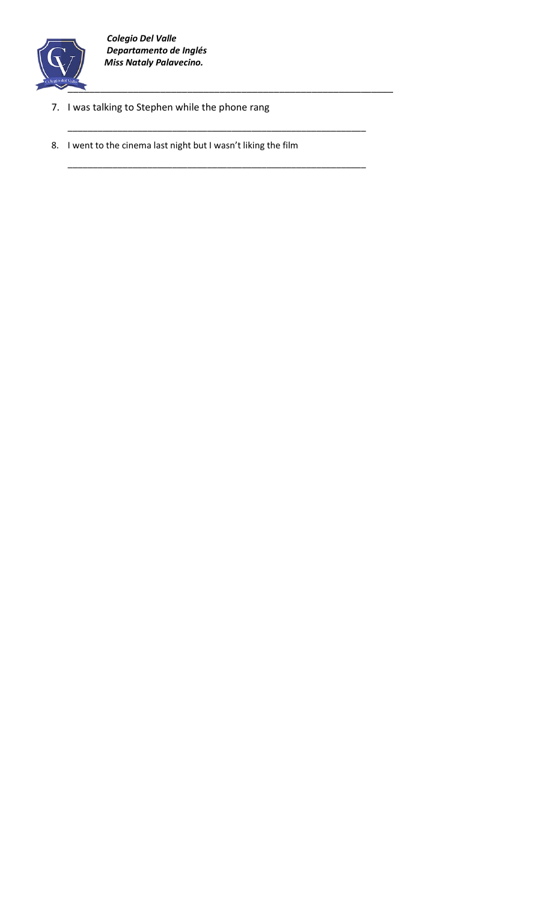*Colegio Del Valle*
*Departamento de Inglés*
*Miss Nataly Palavecino.*

7. I was talking to Stephen while the phone rang

   ___________________________________________________________

8. I went to the cinema last night but I wasn't liking the film

   ___________________________________________________________